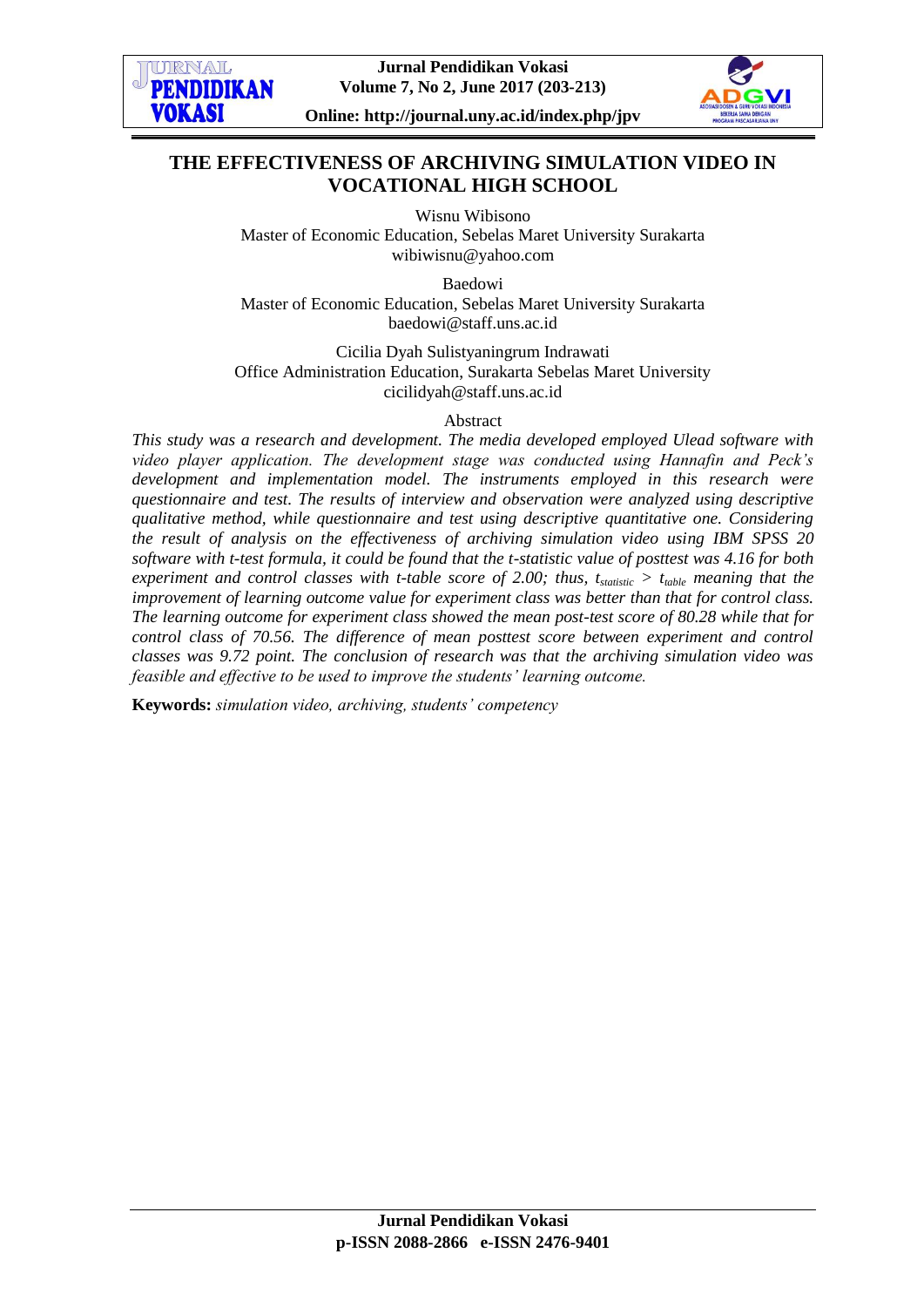# THE EFFECTIVENESS OF ARCHIVING SIMULATION VIDEO IN VOCATIONAL HIGH SCHOOL

Wisnu Wibisono
Master of Economic Education, Sebelas Maret University Surakarta
wibiwisnu@yahoo.com

Baedowi
Master of Economic Education, Sebelas Maret University Surakarta
baedowi@staff.uns.ac.id

Cicilia Dyah Sulistyaningrum Indrawati
Office Administration Education, Surakarta Sebelas Maret University
cicilidyah@staff.uns.ac.id

## Abstract

*This study was a research and development. The media developed employed Ulead software with video player application. The development stage was conducted using Hannafin and Peck's development and implementation model. The instruments employed in this research were questionnaire and test. The results of interview and observation were analyzed using descriptive qualitative method, while questionnaire and test using descriptive quantitative one. Considering the result of analysis on the effectiveness of archiving simulation video using IBM SPSS 20 software with t-test formula, it could be found that the t-statistic value of posttest was 4.16 for both experiment and control classes with t-table score of 2.00; thus, $t_{statistic} > t_{table}$ meaning that the improvement of learning outcome value for experiment class was better than that for control class. The learning outcome for experiment class showed the mean post-test score of 80.28 while that for control class of 70.56. The difference of mean posttest score between experiment and control classes was 9.72 point. The conclusion of research was that the archiving simulation video was feasible and effective to be used to improve the students' learning outcome.*

**Keywords:** *simulation video, archiving, students' competency*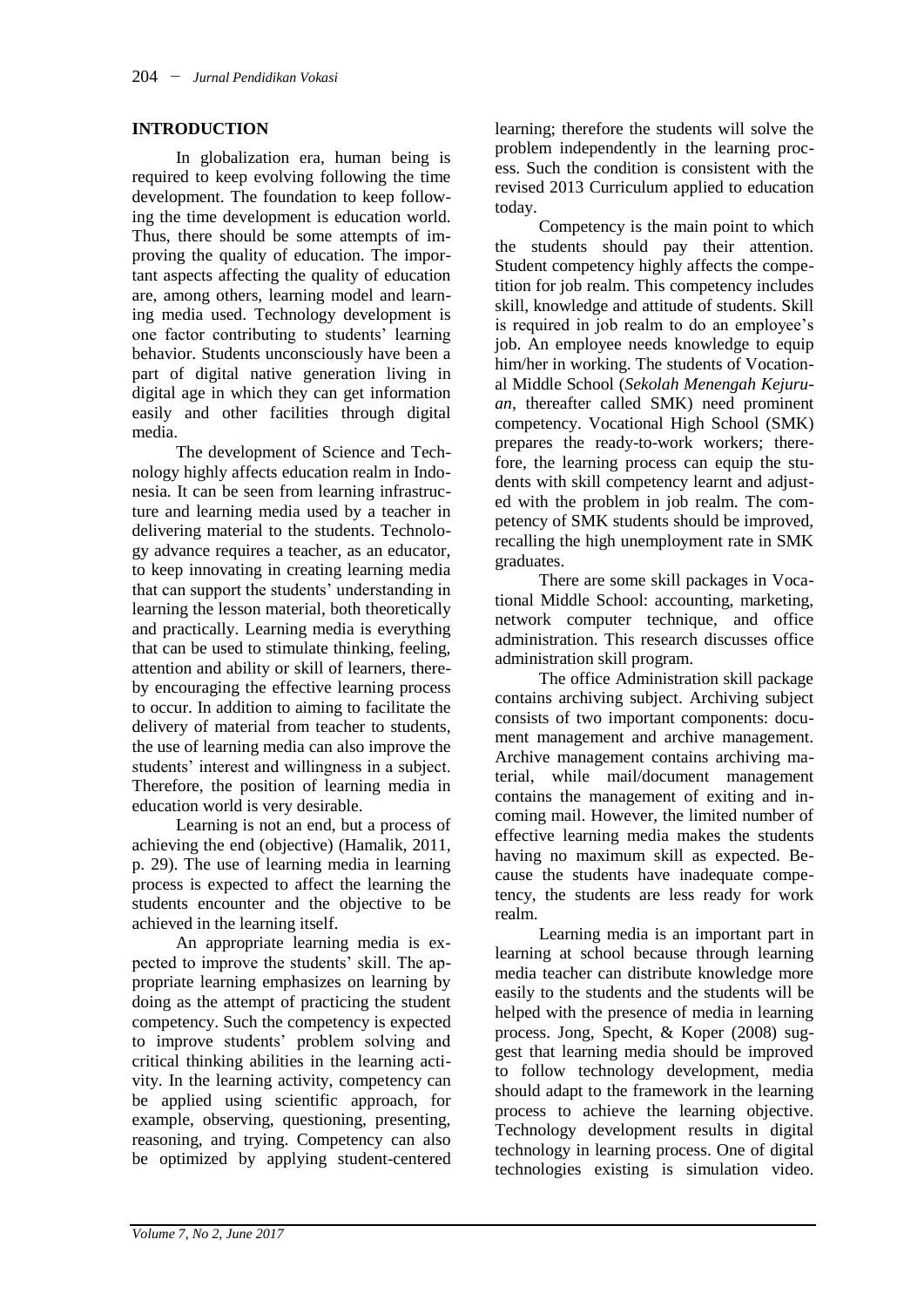## INTRODUCTION

In globalization era, human being is required to keep evolving following the time development. The foundation to keep following the time development is education world. Thus, there should be some attempts of improving the quality of education. The important aspects affecting the quality of education are, among others, learning model and learning media used. Technology development is one factor contributing to students' learning behavior. Students unconsciously have been a part of digital native generation living in digital age in which they can get information easily and other facilities through digital media.

The development of Science and Technology highly affects education realm in Indonesia. It can be seen from learning infrastructure and learning media used by a teacher in delivering material to the students. Technology advance requires a teacher, as an educator, to keep innovating in creating learning media that can support the students' understanding in learning the lesson material, both theoretically and practically. Learning media is everything that can be used to stimulate thinking, feeling, attention and ability or skill of learners, thereby encouraging the effective learning process to occur. In addition to aiming to facilitate the delivery of material from teacher to students, the use of learning media can also improve the students' interest and willingness in a subject. Therefore, the position of learning media in education world is very desirable.

Learning is not an end, but a process of achieving the end (objective) (Hamalik, 2011, p. 29). The use of learning media in learning process is expected to affect the learning the students encounter and the objective to be achieved in the learning itself.

An appropriate learning media is expected to improve the students' skill. The appropriate learning emphasizes on learning by doing as the attempt of practicing the student competency. Such the competency is expected to improve students' problem solving and critical thinking abilities in the learning activity. In the learning activity, competency can be applied using scientific approach, for example, observing, questioning, presenting, reasoning, and trying. Competency can also be optimized by applying student-centered learning; therefore the students will solve the problem independently in the learning process. Such the condition is consistent with the revised 2013 Curriculum applied to education today.

Competency is the main point to which the students should pay their attention. Student competency highly affects the competition for job realm. This competency includes skill, knowledge and attitude of students. Skill is required in job realm to do an employee's job. An employee needs knowledge to equip him/her in working. The students of Vocational Middle School (*Sekolah Menengah Kejuruan*, thereafter called SMK) need prominent competency. Vocational High School (SMK) prepares the ready-to-work workers; therefore, the learning process can equip the students with skill competency learnt and adjusted with the problem in job realm. The competency of SMK students should be improved, recalling the high unemployment rate in SMK graduates.

There are some skill packages in Vocational Middle School: accounting, marketing, network computer technique, and office administration. This research discusses office administration skill program.

The office Administration skill package contains archiving subject. Archiving subject consists of two important components: document management and archive management. Archive management contains archiving material, while mail/document management contains the management of exiting and incoming mail. However, the limited number of effective learning media makes the students having no maximum skill as expected. Because the students have inadequate competency, the students are less ready for work realm.

Learning media is an important part in learning at school because through learning media teacher can distribute knowledge more easily to the students and the students will be helped with the presence of media in learning process. Jong, Specht, & Koper (2008) suggest that learning media should be improved to follow technology development, media should adapt to the framework in the learning process to achieve the learning objective. Technology development results in digital technology in learning process. One of digital technologies existing is simulation video.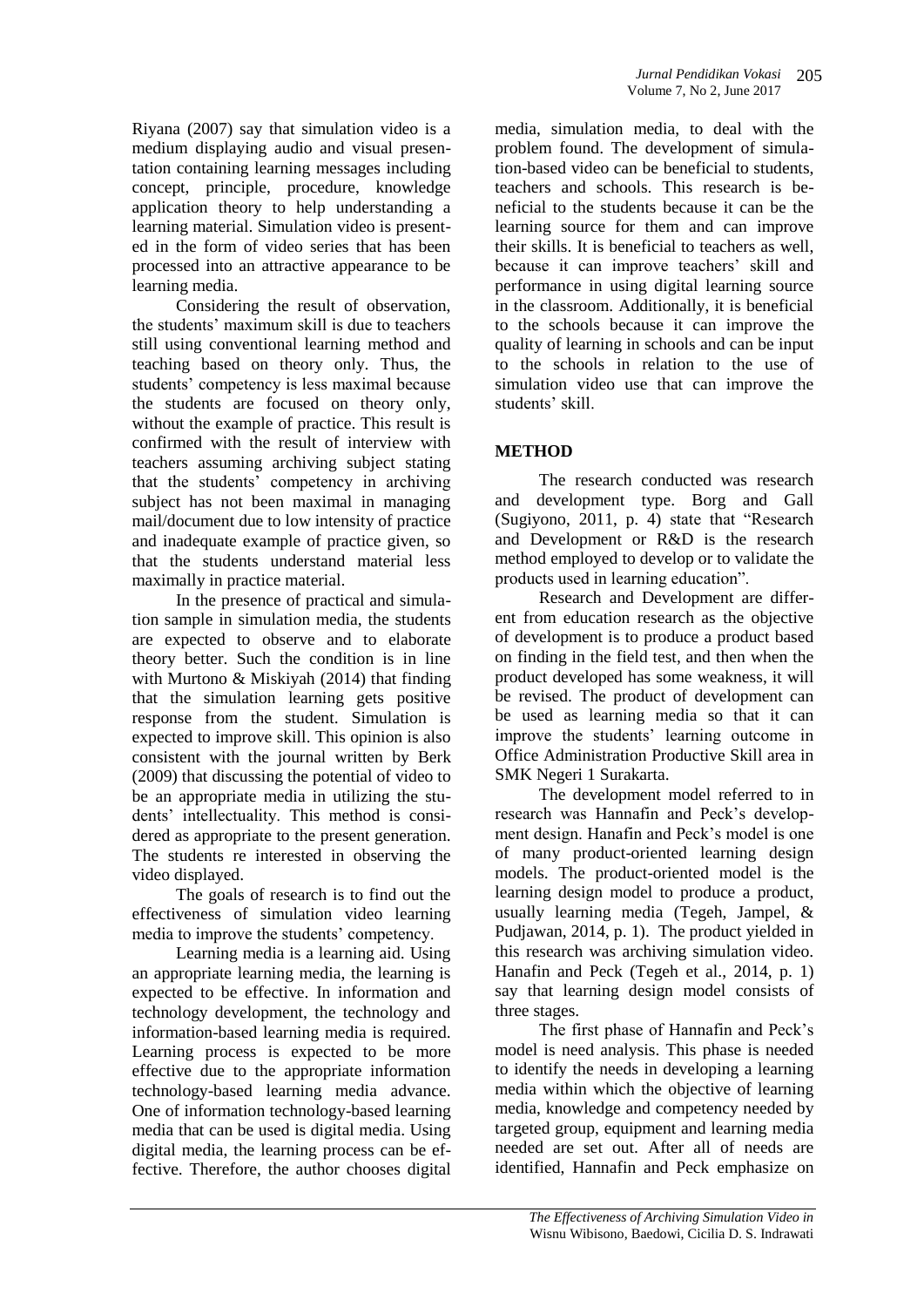Riyana (2007) say that simulation video is a medium displaying audio and visual presentation containing learning messages including concept, principle, procedure, knowledge application theory to help understanding a learning material. Simulation video is presented in the form of video series that has been processed into an attractive appearance to be learning media.

Considering the result of observation, the students' maximum skill is due to teachers still using conventional learning method and teaching based on theory only. Thus, the students' competency is less maximal because the students are focused on theory only, without the example of practice. This result is confirmed with the result of interview with teachers assuming archiving subject stating that the students' competency in archiving subject has not been maximal in managing mail/document due to low intensity of practice and inadequate example of practice given, so that the students understand material less maximally in practice material.

In the presence of practical and simulation sample in simulation media, the students are expected to observe and to elaborate theory better. Such the condition is in line with Murtono & Miskiyah (2014) that finding that the simulation learning gets positive response from the student. Simulation is expected to improve skill. This opinion is also consistent with the journal written by Berk (2009) that discussing the potential of video to be an appropriate media in utilizing the students' intellectuality. This method is considered as appropriate to the present generation. The students re interested in observing the video displayed.

The goals of research is to find out the effectiveness of simulation video learning media to improve the students' competency.

Learning media is a learning aid. Using an appropriate learning media, the learning is expected to be effective. In information and technology development, the technology and information-based learning media is required. Learning process is expected to be more effective due to the appropriate information technology-based learning media advance. One of information technology-based learning media that can be used is digital media. Using digital media, the learning process can be effective. Therefore, the author chooses digital media, simulation media, to deal with the problem found. The development of simulation-based video can be beneficial to students, teachers and schools. This research is beneficial to the students because it can be the learning source for them and can improve their skills. It is beneficial to teachers as well, because it can improve teachers' skill and performance in using digital learning source in the classroom. Additionally, it is beneficial to the schools because it can improve the quality of learning in schools and can be input to the schools in relation to the use of simulation video use that can improve the students' skill.

## METHOD

The research conducted was research and development type. Borg and Gall (Sugiyono, 2011, p. 4) state that "Research and Development or R&D is the research method employed to develop or to validate the products used in learning education".

Research and Development are different from education research as the objective of development is to produce a product based on finding in the field test, and then when the product developed has some weakness, it will be revised. The product of development can be used as learning media so that it can improve the students' learning outcome in Office Administration Productive Skill area in SMK Negeri 1 Surakarta.

The development model referred to in research was Hannafin and Peck's development design. Hanafin and Peck's model is one of many product-oriented learning design models. The product-oriented model is the learning design model to produce a product, usually learning media (Tegeh, Jampel, & Pudjawan, 2014, p. 1). The product yielded in this research was archiving simulation video. Hanafin and Peck (Tegeh et al., 2014, p. 1) say that learning design model consists of three stages.

The first phase of Hannafin and Peck's model is need analysis. This phase is needed to identify the needs in developing a learning media within which the objective of learning media, knowledge and competency needed by targeted group, equipment and learning media needed are set out. After all of needs are identified, Hannafin and Peck emphasize on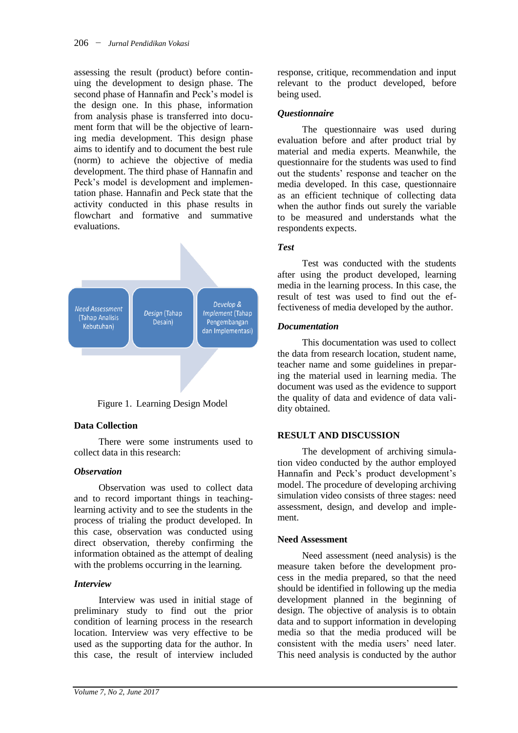assessing the result (product) before continuing the development to design phase. The second phase of Hannafin and Peck's model is the design one. In this phase, information from analysis phase is transferred into document form that will be the objective of learning media development. This design phase aims to identify and to document the best rule (norm) to achieve the objective of media development. The third phase of Hannafin and Peck's model is development and implementation phase. Hannafin and Peck state that the activity conducted in this phase results in flowchart and formative and summative evaluations.

*Need Assessment* (Tahap Analisis Kebutuhan) → *Design* (Tahap Desain) → *Develop & Implement* (Tahap Pengembangan dan Implementasi)

Figure 1. Learning Design Model

### Data Collection

There were some instruments used to collect data in this research:

#### *Observation*

Observation was used to collect data and to record important things in teaching-learning activity and to see the students in the process of trialing the product developed. In this case, observation was conducted using direct observation, thereby confirming the information obtained as the attempt of dealing with the problems occurring in the learning.

#### *Interview*

Interview was used in initial stage of preliminary study to find out the prior condition of learning process in the research location. Interview was very effective to be used as the supporting data for the author. In this case, the result of interview included response, critique, recommendation and input relevant to the product developed, before being used.

#### *Questionnaire*

The questionnaire was used during evaluation before and after product trial by material and media experts. Meanwhile, the questionnaire for the students was used to find out the students' response and teacher on the media developed. In this case, questionnaire as an efficient technique of collecting data when the author finds out surely the variable to be measured and understands what the respondents expects.

#### *Test*

Test was conducted with the students after using the product developed, learning media in the learning process. In this case, the result of test was used to find out the effectiveness of media developed by the author.

#### *Documentation*

This documentation was used to collect the data from research location, student name, teacher name and some guidelines in preparing the material used in learning media. The document was used as the evidence to support the quality of data and evidence of data validity obtained.

## RESULT AND DISCUSSION

The development of archiving simulation video conducted by the author employed Hannafin and Peck's product development's model. The procedure of developing archiving simulation video consists of three stages: need assessment, design, and develop and implement.

### Need Assessment

Need assessment (need analysis) is the measure taken before the development process in the media prepared, so that the need should be identified in following up the media development planned in the beginning of design. The objective of analysis is to obtain data and to support information in developing media so that the media produced will be consistent with the media users' need later. This need analysis is conducted by the author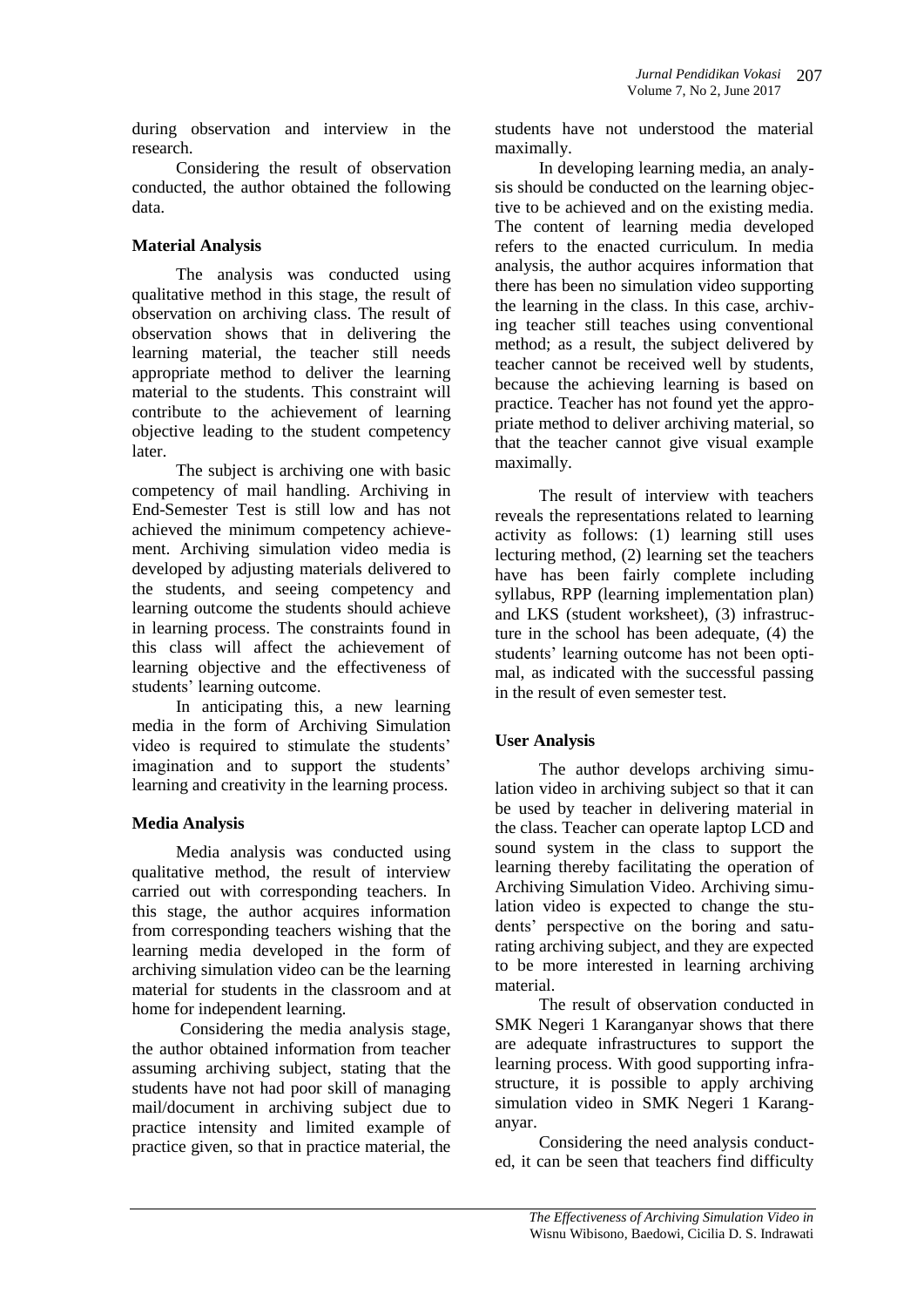during observation and interview in the research.

Considering the result of observation conducted, the author obtained the following data.

### Material Analysis

The analysis was conducted using qualitative method in this stage, the result of observation on archiving class. The result of observation shows that in delivering the learning material, the teacher still needs appropriate method to deliver the learning material to the students. This constraint will contribute to the achievement of learning objective leading to the student competency later.

The subject is archiving one with basic competency of mail handling. Archiving in End-Semester Test is still low and has not achieved the minimum competency achievement. Archiving simulation video media is developed by adjusting materials delivered to the students, and seeing competency and learning outcome the students should achieve in learning process. The constraints found in this class will affect the achievement of learning objective and the effectiveness of students' learning outcome.

In anticipating this, a new learning media in the form of Archiving Simulation video is required to stimulate the students' imagination and to support the students' learning and creativity in the learning process.

### Media Analysis

Media analysis was conducted using qualitative method, the result of interview carried out with corresponding teachers. In this stage, the author acquires information from corresponding teachers wishing that the learning media developed in the form of archiving simulation video can be the learning material for students in the classroom and at home for independent learning.

Considering the media analysis stage, the author obtained information from teacher assuming archiving subject, stating that the students have not had poor skill of managing mail/document in archiving subject due to practice intensity and limited example of practice given, so that in practice material, the students have not understood the material maximally.

In developing learning media, an analysis should be conducted on the learning objective to be achieved and on the existing media. The content of learning media developed refers to the enacted curriculum. In media analysis, the author acquires information that there has been no simulation video supporting the learning in the class. In this case, archiving teacher still teaches using conventional method; as a result, the subject delivered by teacher cannot be received well by students, because the achieving learning is based on practice. Teacher has not found yet the appropriate method to deliver archiving material, so that the teacher cannot give visual example maximally.

The result of interview with teachers reveals the representations related to learning activity as follows: (1) learning still uses lecturing method, (2) learning set the teachers have has been fairly complete including syllabus, RPP (learning implementation plan) and LKS (student worksheet), (3) infrastructure in the school has been adequate, (4) the students' learning outcome has not been optimal, as indicated with the successful passing in the result of even semester test.

### User Analysis

The author develops archiving simulation video in archiving subject so that it can be used by teacher in delivering material in the class. Teacher can operate laptop LCD and sound system in the class to support the learning thereby facilitating the operation of Archiving Simulation Video. Archiving simulation video is expected to change the students' perspective on the boring and saturating archiving subject, and they are expected to be more interested in learning archiving material.

The result of observation conducted in SMK Negeri 1 Karanganyar shows that there are adequate infrastructures to support the learning process. With good supporting infrastructure, it is possible to apply archiving simulation video in SMK Negeri 1 Karanganyar.

Considering the need analysis conducted, it can be seen that teachers find difficulty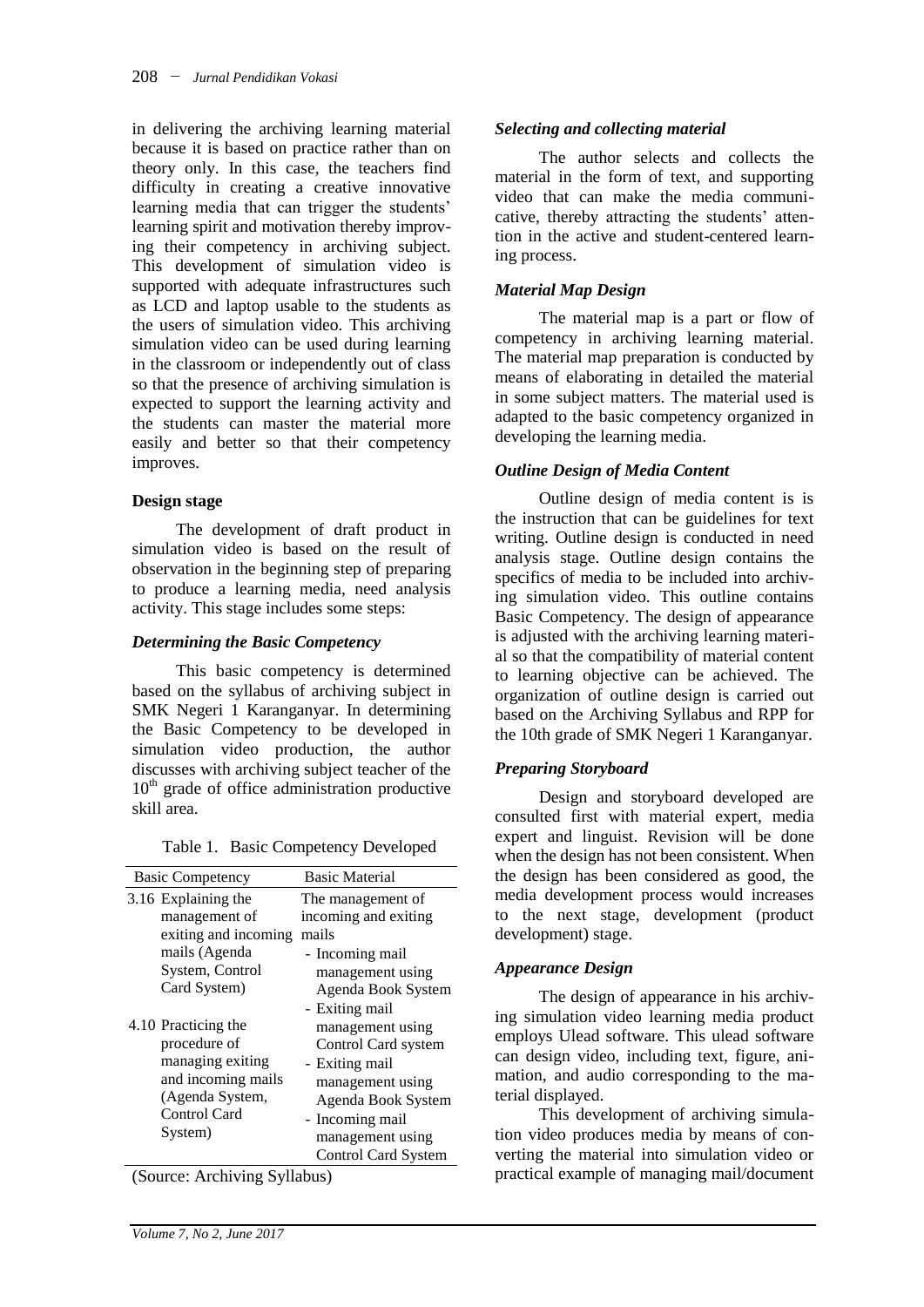in delivering the archiving learning material because it is based on practice rather than on theory only. In this case, the teachers find difficulty in creating a creative innovative learning media that can trigger the students' learning spirit and motivation thereby improving their competency in archiving subject. This development of simulation video is supported with adequate infrastructures such as LCD and laptop usable to the students as the users of simulation video. This archiving simulation video can be used during learning in the classroom or independently out of class so that the presence of archiving simulation is expected to support the learning activity and the students can master the material more easily and better so that their competency improves.

**Design stage**

The development of draft product in simulation video is based on the result of observation in the beginning step of preparing to produce a learning media, need analysis activity. This stage includes some steps:

***Determining the Basic Competency***

This basic competency is determined based on the syllabus of archiving subject in SMK Negeri 1 Karanganyar. In determining the Basic Competency to be developed in simulation video production, the author discusses with archiving subject teacher of the 10th grade of office administration productive skill area.

Table 1. Basic Competency Developed

| Basic Competency | Basic Material |
|---|---|
| 3.16 Explaining the management of exiting and incoming mails (Agenda System, Control Card System)<br><br>4.10 Practicing the procedure of managing exiting and incoming mails (Agenda System, Control Card System) | The management of incoming and exiting mails<br>- Incoming mail management using Agenda Book System<br>- Exiting mail management using Control Card system<br>- Exiting mail management using Agenda Book System<br>- Incoming mail management using Control Card System |

(Source: Archiving Syllabus)

***Selecting and collecting material***

The author selects and collects the material in the form of text, and supporting video that can make the media communicative, thereby attracting the students' attention in the active and student-centered learning process.

***Material Map Design***

The material map is a part or flow of competency in archiving learning material. The material map preparation is conducted by means of elaborating in detailed the material in some subject matters. The material used is adapted to the basic competency organized in developing the learning media.

***Outline Design of Media Content***

Outline design of media content is is the instruction that can be guidelines for text writing. Outline design is conducted in need analysis stage. Outline design contains the specifics of media to be included into archiving simulation video. This outline contains Basic Competency. The design of appearance is adjusted with the archiving learning material so that the compatibility of material content to learning objective can be achieved. The organization of outline design is carried out based on the Archiving Syllabus and RPP for the 10th grade of SMK Negeri 1 Karanganyar.

***Preparing Storyboard***

Design and storyboard developed are consulted first with material expert, media expert and linguist. Revision will be done when the design has not been consistent. When the design has been considered as good, the media development process would increases to the next stage, development (product development) stage.

***Appearance Design***

The design of appearance in his archiving simulation video learning media product employs Ulead software. This ulead software can design video, including text, figure, animation, and audio corresponding to the material displayed.

This development of archiving simulation video produces media by means of converting the material into simulation video or practical example of managing mail/document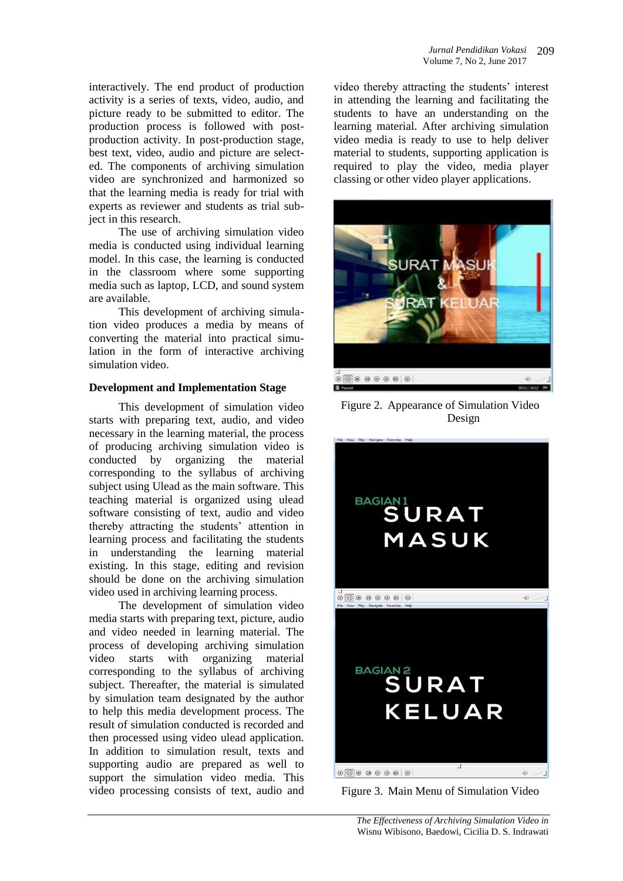interactively. The end product of production activity is a series of texts, video, audio, and picture ready to be submitted to editor. The production process is followed with post-production activity. In post-production stage, best text, video, audio and picture are selected. The components of archiving simulation video are synchronized and harmonized so that the learning media is ready for trial with experts as reviewer and students as trial subject in this research.

The use of archiving simulation video media is conducted using individual learning model. In this case, the learning is conducted in the classroom where some supporting media such as laptop, LCD, and sound system are available.

This development of archiving simulation video produces a media by means of converting the material into practical simulation in the form of interactive archiving simulation video.

**Development and Implementation Stage**

This development of simulation video starts with preparing text, audio, and video necessary in the learning material, the process of producing archiving simulation video is conducted by organizing the material corresponding to the syllabus of archiving subject using Ulead as the main software. This teaching material is organized using ulead software consisting of text, audio and video thereby attracting the students' attention in learning process and facilitating the students in understanding the learning material existing. In this stage, editing and revision should be done on the archiving simulation video used in archiving learning process.

The development of simulation video media starts with preparing text, picture, audio and video needed in learning material. The process of developing archiving simulation video starts with organizing material corresponding to the syllabus of archiving subject. Thereafter, the material is simulated by simulation team designated by the author to help this media development process. The result of simulation conducted is recorded and then processed using video ulead application. In addition to simulation result, texts and supporting audio are prepared as well to support the simulation video media. This video processing consists of text, audio and video thereby attracting the students' interest in attending the learning and facilitating the students to have an understanding on the learning material. After archiving simulation video media is ready to use to help deliver material to students, supporting application is required to play the video, media player classing or other video player applications.

Figure 2. Appearance of Simulation Video Design

Figure 3. Main Menu of Simulation Video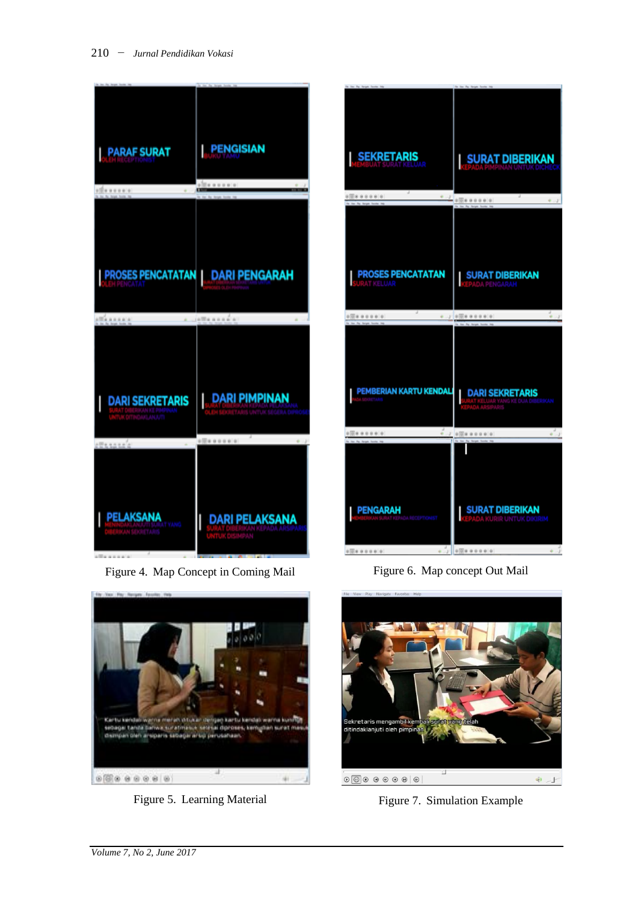Figure 4. Map Concept in Coming Mail

Figure 6. Map concept Out Mail

Figure 5. Learning Material

Figure 7. Simulation Example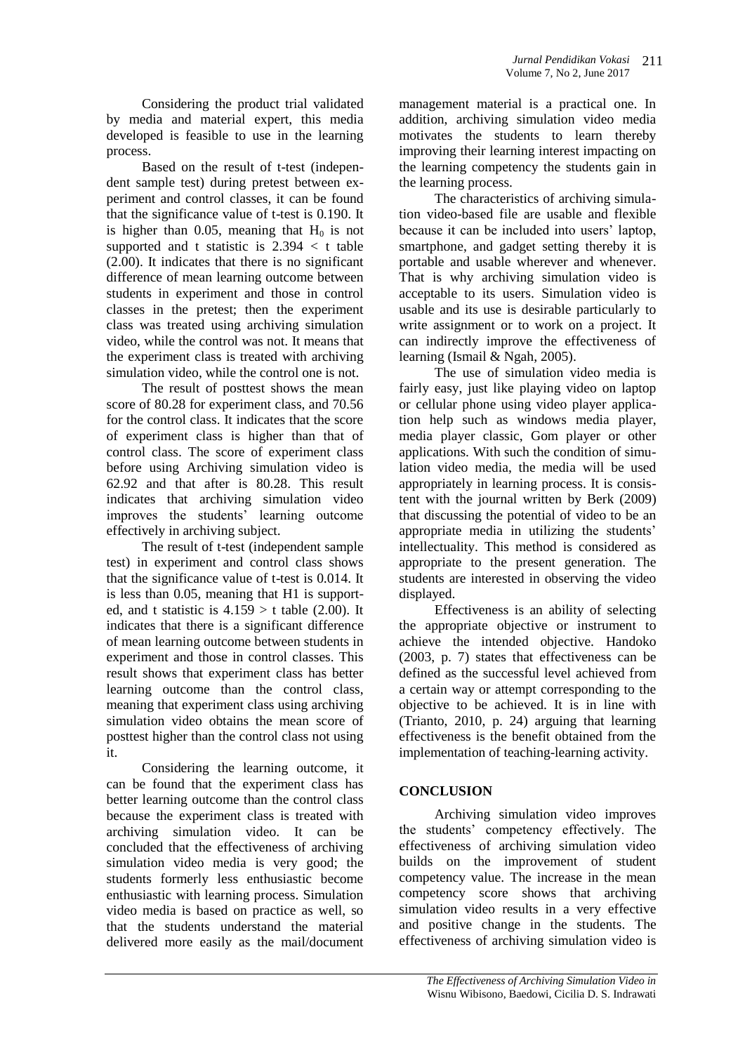Considering the product trial validated by media and material expert, this media developed is feasible to use in the learning process.

Based on the result of t-test (independent sample test) during pretest between experiment and control classes, it can be found that the significance value of t-test is 0.190. It is higher than 0.05, meaning that $H_0$ is not supported and t statistic is 2.394 < t table (2.00). It indicates that there is no significant difference of mean learning outcome between students in experiment and those in control classes in the pretest; then the experiment class was treated using archiving simulation video, while the control was not. It means that the experiment class is treated with archiving simulation video, while the control one is not.

The result of posttest shows the mean score of 80.28 for experiment class, and 70.56 for the control class. It indicates that the score of experiment class is higher than that of control class. The score of experiment class before using Archiving simulation video is 62.92 and that after is 80.28. This result indicates that archiving simulation video improves the students' learning outcome effectively in archiving subject.

The result of t-test (independent sample test) in experiment and control class shows that the significance value of t-test is 0.014. It is less than 0.05, meaning that H1 is supported, and t statistic is 4.159 > t table (2.00). It indicates that there is a significant difference of mean learning outcome between students in experiment and those in control classes. This result shows that experiment class has better learning outcome than the control class, meaning that experiment class using archiving simulation video obtains the mean score of posttest higher than the control class not using it.

Considering the learning outcome, it can be found that the experiment class has better learning outcome than the control class because the experiment class is treated with archiving simulation video. It can be concluded that the effectiveness of archiving simulation video media is very good; the students formerly less enthusiastic become enthusiastic with learning process. Simulation video media is based on practice as well, so that the students understand the material delivered more easily as the mail/document management material is a practical one. In addition, archiving simulation video media motivates the students to learn thereby improving their learning interest impacting on the learning competency the students gain in the learning process.

The characteristics of archiving simulation video-based file are usable and flexible because it can be included into users' laptop, smartphone, and gadget setting thereby it is portable and usable wherever and whenever. That is why archiving simulation video is acceptable to its users. Simulation video is usable and its use is desirable particularly to write assignment or to work on a project. It can indirectly improve the effectiveness of learning (Ismail & Ngah, 2005).

The use of simulation video media is fairly easy, just like playing video on laptop or cellular phone using video player application help such as windows media player, media player classic, Gom player or other applications. With such the condition of simulation video media, the media will be used appropriately in learning process. It is consistent with the journal written by Berk (2009) that discussing the potential of video to be an appropriate media in utilizing the students' intellectuality. This method is considered as appropriate to the present generation. The students are interested in observing the video displayed.

Effectiveness is an ability of selecting the appropriate objective or instrument to achieve the intended objective. Handoko (2003, p. 7) states that effectiveness can be defined as the successful level achieved from a certain way or attempt corresponding to the objective to be achieved. It is in line with (Trianto, 2010, p. 24) arguing that learning effectiveness is the benefit obtained from the implementation of teaching-learning activity.

## CONCLUSION

Archiving simulation video improves the students' competency effectively. The effectiveness of archiving simulation video builds on the improvement of student competency value. The increase in the mean competency score shows that archiving simulation video results in a very effective and positive change in the students. The effectiveness of archiving simulation video is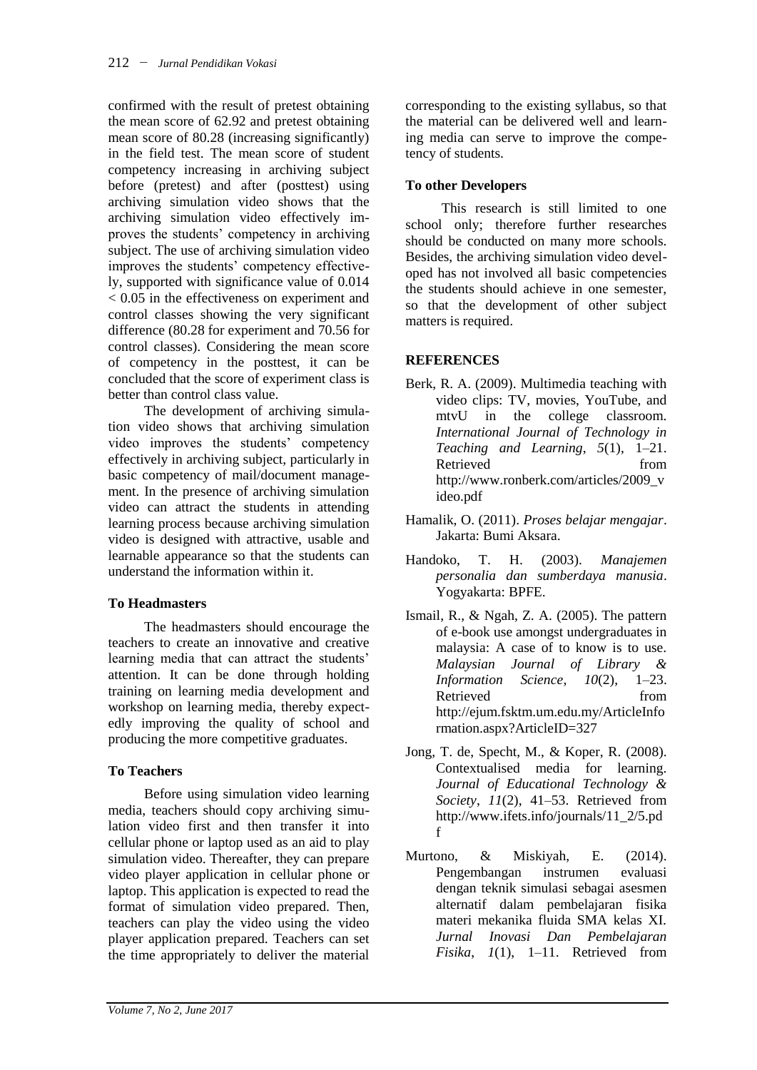confirmed with the result of pretest obtaining the mean score of 62.92 and pretest obtaining mean score of 80.28 (increasing significantly) in the field test. The mean score of student competency increasing in archiving subject before (pretest) and after (posttest) using archiving simulation video shows that the archiving simulation video effectively improves the students' competency in archiving subject. The use of archiving simulation video improves the students' competency effectively, supported with significance value of 0.014 < 0.05 in the effectiveness on experiment and control classes showing the very significant difference (80.28 for experiment and 70.56 for control classes). Considering the mean score of competency in the posttest, it can be concluded that the score of experiment class is better than control class value.

The development of archiving simulation video shows that archiving simulation video improves the students' competency effectively in archiving subject, particularly in basic competency of mail/document management. In the presence of archiving simulation video can attract the students in attending learning process because archiving simulation video is designed with attractive, usable and learnable appearance so that the students can understand the information within it.

### To Headmasters

The headmasters should encourage the teachers to create an innovative and creative learning media that can attract the students' attention. It can be done through holding training on learning media development and workshop on learning media, thereby expectedly improving the quality of school and producing the more competitive graduates.

### To Teachers

Before using simulation video learning media, teachers should copy archiving simulation video first and then transfer it into cellular phone or laptop used as an aid to play simulation video. Thereafter, they can prepare video player application in cellular phone or laptop. This application is expected to read the format of simulation video prepared. Then, teachers can play the video using the video player application prepared. Teachers can set the time appropriately to deliver the material corresponding to the existing syllabus, so that the material can be delivered well and learning media can serve to improve the competency of students.

### To other Developers

This research is still limited to one school only; therefore further researches should be conducted on many more schools. Besides, the archiving simulation video developed has not involved all basic competencies the students should achieve in one semester, so that the development of other subject matters is required.

## REFERENCES

Berk, R. A. (2009). Multimedia teaching with video clips: TV, movies, YouTube, and mtvU in the college classroom. *International Journal of Technology in Teaching and Learning*, *5*(1), 1–21. Retrieved from http://www.ronberk.com/articles/2009_video.pdf

Hamalik, O. (2011). *Proses belajar mengajar*. Jakarta: Bumi Aksara.

Handoko, T. H. (2003). *Manajemen personalia dan sumberdaya manusia*. Yogyakarta: BPFE.

Ismail, R., & Ngah, Z. A. (2005). The pattern of e-book use amongst undergraduates in malaysia: A case of to know is to use. *Malaysian Journal of Library & Information Science*, *10*(2), 1–23. Retrieved from http://ejum.fsktm.um.edu.my/ArticleInformation.aspx?ArticleID=327

Jong, T. de, Specht, M., & Koper, R. (2008). Contextualised media for learning. *Journal of Educational Technology & Society*, *11*(2), 41–53. Retrieved from http://www.ifets.info/journals/11_2/5.pdf

Murtono, & Miskiyah, E. (2014). Pengembangan instrumen evaluasi dengan teknik simulasi sebagai asesmen alternatif dalam pembelajaran fisika materi mekanika fluida SMA kelas XI. *Jurnal Inovasi Dan Pembelajaran Fisika*, *1*(1), 1–11. Retrieved from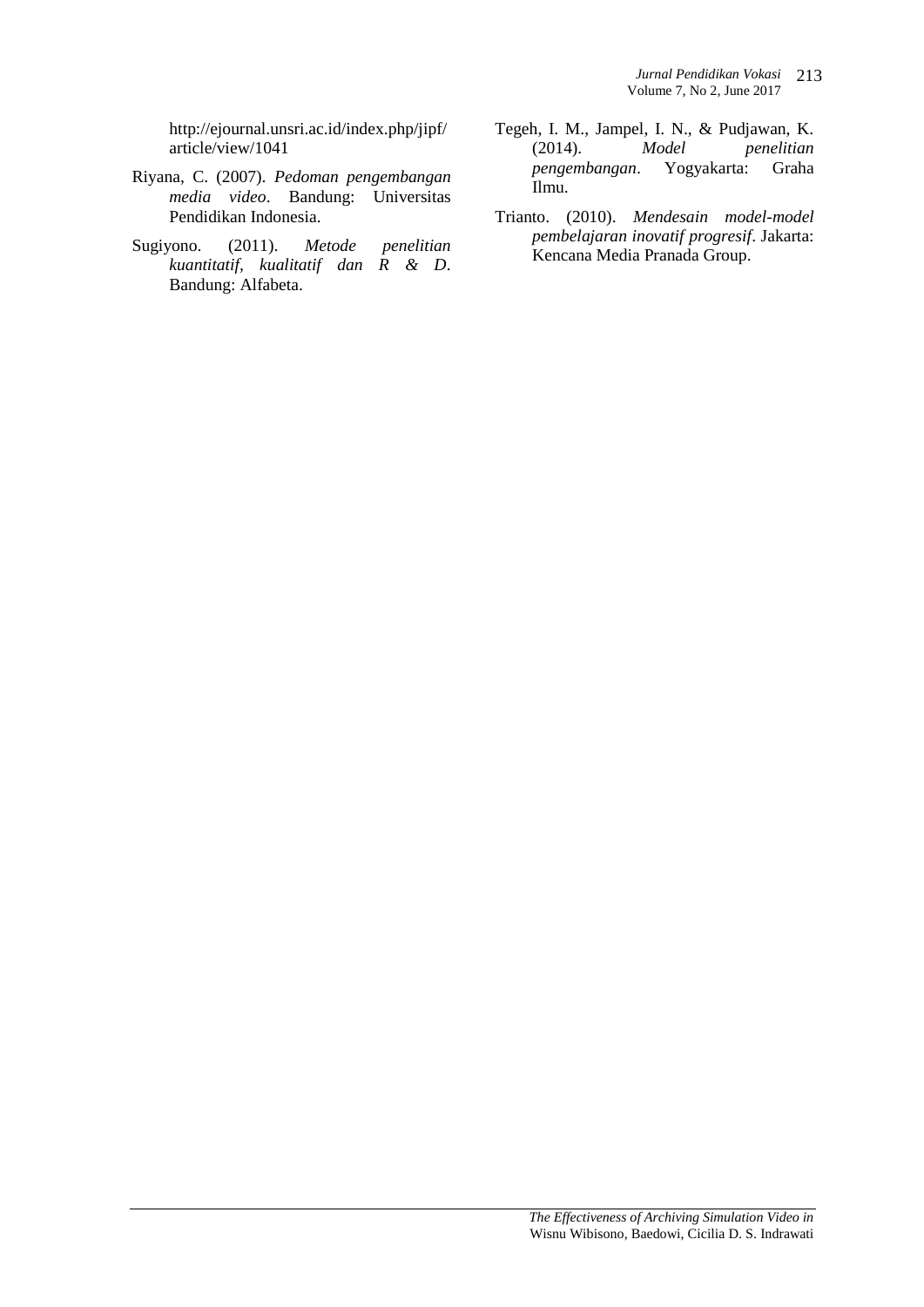http://ejournal.unsri.ac.id/index.php/jipf/article/view/1041

Riyana, C. (2007). *Pedoman pengembangan media video*. Bandung: Universitas Pendidikan Indonesia.

Sugiyono. (2011). *Metode penelitian kuantitatif, kualitatif dan R & D*. Bandung: Alfabeta.

Tegeh, I. M., Jampel, I. N., & Pudjawan, K. (2014). *Model penelitian pengembangan*. Yogyakarta: Graha Ilmu.

Trianto. (2010). *Mendesain model-model pembelajaran inovatif progresif*. Jakarta: Kencana Media Pranada Group.